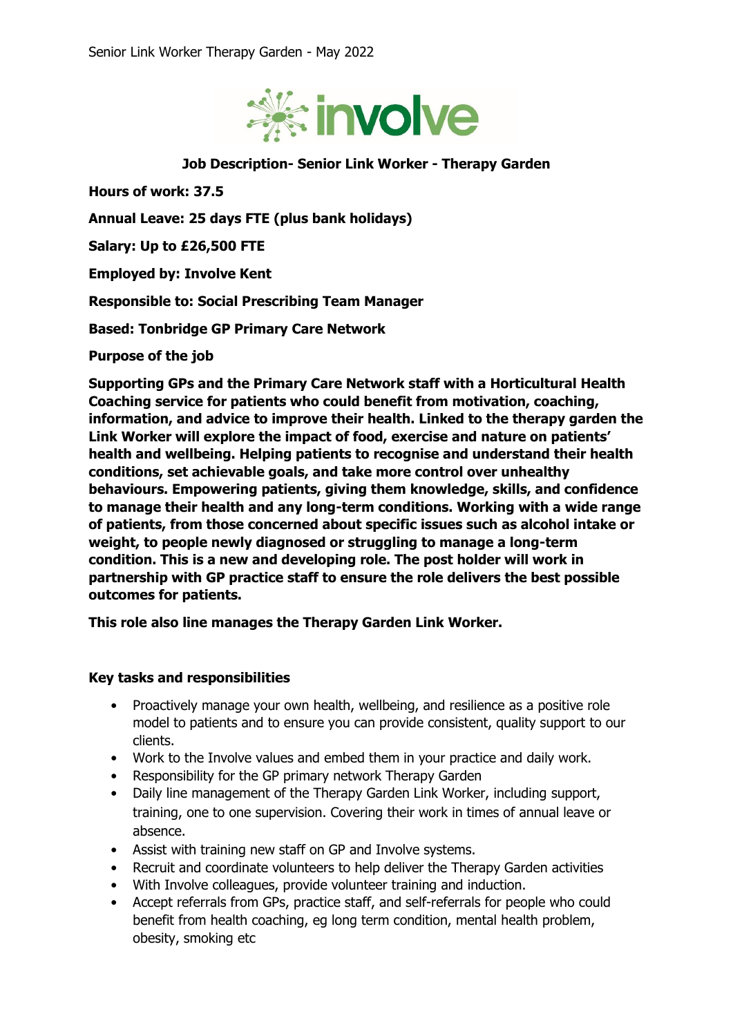# Job Description- Senior Link Worker - Therapy Garden

**Hours of work: 37.5**

**Annual Leave: 25 days FTE (plus bank holidays)**

**Salary: Up to £26,500 FTE**

**Employed by: Involve Kent**

**Responsible to: Social Prescribing Team Manager**

**Based: Tonbridge GP Primary Care Network**

**Purpose of the job**

**Supporting GPs and the Primary Care Network staff with a Horticultural Health Coaching service for patients who could benefit from motivation, coaching, information, and advice to improve their health. Linked to the therapy garden the Link Worker will explore the impact of food, exercise and nature on patients' health and wellbeing. Helping patients to recognise and understand their health conditions, set achievable goals, and take more control over unhealthy behaviours. Empowering patients, giving them knowledge, skills, and confidence to manage their health and any long-term conditions. Working with a wide range of patients, from those concerned about specific issues such as alcohol intake or weight, to people newly diagnosed or struggling to manage a long-term condition. This is a new and developing role. The post holder will work in partnership with GP practice staff to ensure the role delivers the best possible outcomes for patients.**

**This role also line manages the Therapy Garden Link Worker.**

**Key tasks and responsibilities**

- Proactively manage your own health, wellbeing, and resilience as a positive role model to patients and to ensure you can provide consistent, quality support to our clients.
- Work to the Involve values and embed them in your practice and daily work.
- Responsibility for the GP primary network Therapy Garden
- Daily line management of the Therapy Garden Link Worker, including support, training, one to one supervision. Covering their work in times of annual leave or absence.
- Assist with training new staff on GP and Involve systems.
- Recruit and coordinate volunteers to help deliver the Therapy Garden activities
- With Involve colleagues, provide volunteer training and induction.
- Accept referrals from GPs, practice staff, and self-referrals for people who could benefit from health coaching, eg long term condition, mental health problem, obesity, smoking etc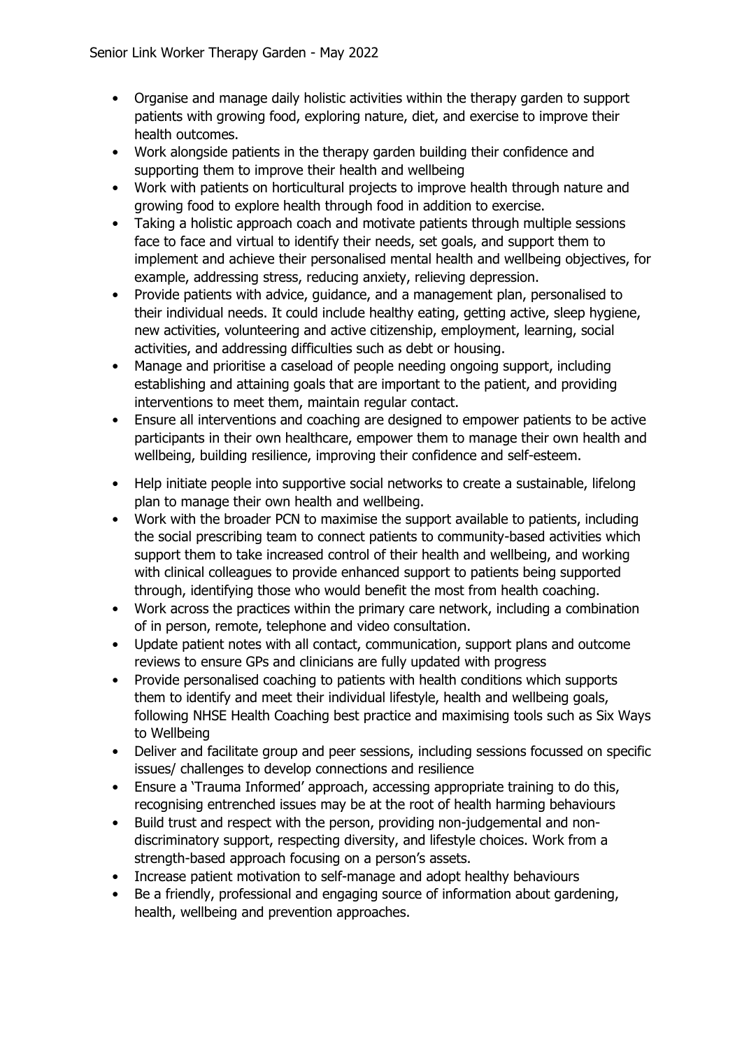- Organise and manage daily holistic activities within the therapy garden to support patients with growing food, exploring nature, diet, and exercise to improve their health outcomes.
- Work alongside patients in the therapy garden building their confidence and supporting them to improve their health and wellbeing
- Work with patients on horticultural projects to improve health through nature and growing food to explore health through food in addition to exercise.
- Taking a holistic approach coach and motivate patients through multiple sessions face to face and virtual to identify their needs, set goals, and support them to implement and achieve their personalised mental health and wellbeing objectives, for example, addressing stress, reducing anxiety, relieving depression.
- Provide patients with advice, guidance, and a management plan, personalised to their individual needs. It could include healthy eating, getting active, sleep hygiene, new activities, volunteering and active citizenship, employment, learning, social activities, and addressing difficulties such as debt or housing.
- Manage and prioritise a caseload of people needing ongoing support, including establishing and attaining goals that are important to the patient, and providing interventions to meet them, maintain regular contact.
- Ensure all interventions and coaching are designed to empower patients to be active participants in their own healthcare, empower them to manage their own health and wellbeing, building resilience, improving their confidence and self-esteem.
- Help initiate people into supportive social networks to create a sustainable, lifelong plan to manage their own health and wellbeing.
- Work with the broader PCN to maximise the support available to patients, including the social prescribing team to connect patients to community-based activities which support them to take increased control of their health and wellbeing, and working with clinical colleagues to provide enhanced support to patients being supported through, identifying those who would benefit the most from health coaching.
- Work across the practices within the primary care network, including a combination of in person, remote, telephone and video consultation.
- Update patient notes with all contact, communication, support plans and outcome reviews to ensure GPs and clinicians are fully updated with progress
- Provide personalised coaching to patients with health conditions which supports them to identify and meet their individual lifestyle, health and wellbeing goals, following NHSE Health Coaching best practice and maximising tools such as Six Ways to Wellbeing
- Deliver and facilitate group and peer sessions, including sessions focussed on specific issues/ challenges to develop connections and resilience
- Ensure a 'Trauma Informed' approach, accessing appropriate training to do this, recognising entrenched issues may be at the root of health harming behaviours
- Build trust and respect with the person, providing non-judgemental and non-discriminatory support, respecting diversity, and lifestyle choices. Work from a strength-based approach focusing on a person's assets.
- Increase patient motivation to self-manage and adopt healthy behaviours
- Be a friendly, professional and engaging source of information about gardening, health, wellbeing and prevention approaches.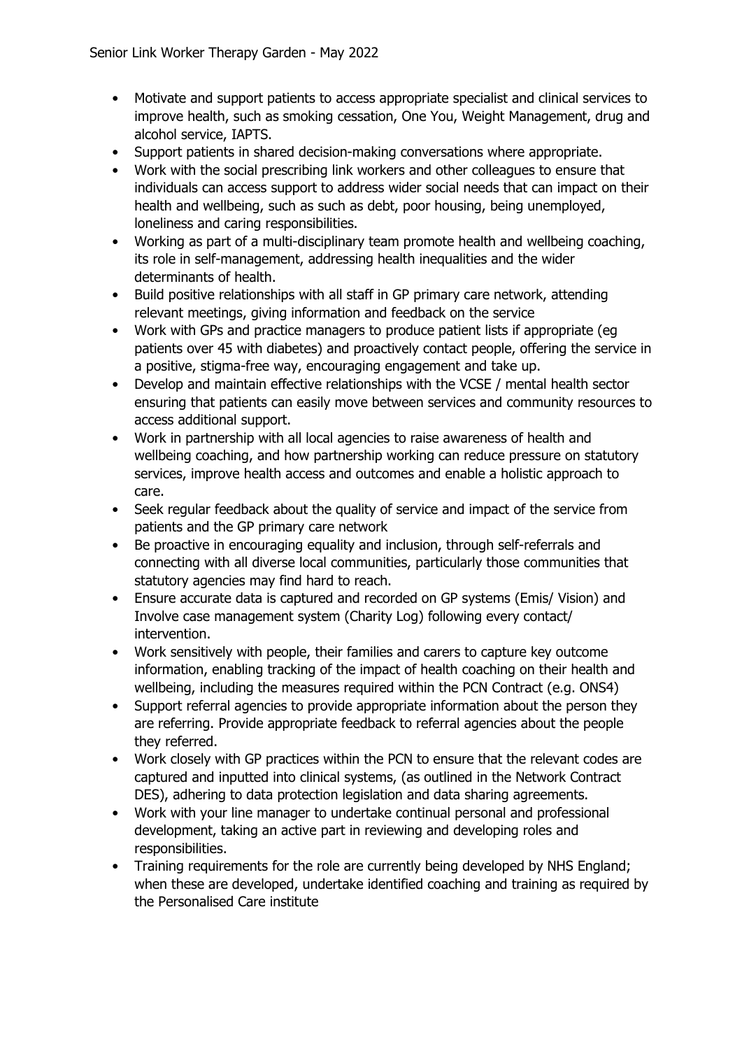- Motivate and support patients to access appropriate specialist and clinical services to improve health, such as smoking cessation, One You, Weight Management, drug and alcohol service, IAPTS.
- Support patients in shared decision-making conversations where appropriate.
- Work with the social prescribing link workers and other colleagues to ensure that individuals can access support to address wider social needs that can impact on their health and wellbeing, such as such as debt, poor housing, being unemployed, loneliness and caring responsibilities.
- Working as part of a multi-disciplinary team promote health and wellbeing coaching, its role in self-management, addressing health inequalities and the wider determinants of health.
- Build positive relationships with all staff in GP primary care network, attending relevant meetings, giving information and feedback on the service
- Work with GPs and practice managers to produce patient lists if appropriate (eg patients over 45 with diabetes) and proactively contact people, offering the service in a positive, stigma-free way, encouraging engagement and take up.
- Develop and maintain effective relationships with the VCSE / mental health sector ensuring that patients can easily move between services and community resources to access additional support.
- Work in partnership with all local agencies to raise awareness of health and wellbeing coaching, and how partnership working can reduce pressure on statutory services, improve health access and outcomes and enable a holistic approach to care.
- Seek regular feedback about the quality of service and impact of the service from patients and the GP primary care network
- Be proactive in encouraging equality and inclusion, through self-referrals and connecting with all diverse local communities, particularly those communities that statutory agencies may find hard to reach.
- Ensure accurate data is captured and recorded on GP systems (Emis/ Vision) and Involve case management system (Charity Log) following every contact/ intervention.
- Work sensitively with people, their families and carers to capture key outcome information, enabling tracking of the impact of health coaching on their health and wellbeing, including the measures required within the PCN Contract (e.g. ONS4)
- Support referral agencies to provide appropriate information about the person they are referring. Provide appropriate feedback to referral agencies about the people they referred.
- Work closely with GP practices within the PCN to ensure that the relevant codes are captured and inputted into clinical systems, (as outlined in the Network Contract DES), adhering to data protection legislation and data sharing agreements.
- Work with your line manager to undertake continual personal and professional development, taking an active part in reviewing and developing roles and responsibilities.
- Training requirements for the role are currently being developed by NHS England; when these are developed, undertake identified coaching and training as required by the Personalised Care institute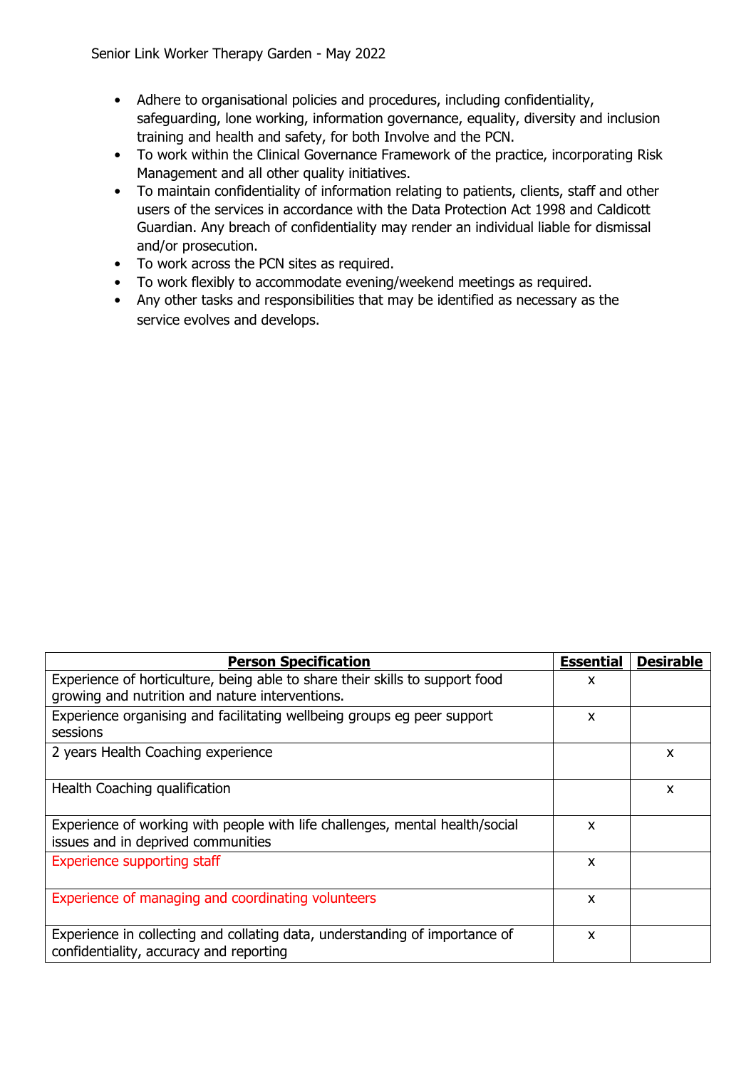- Adhere to organisational policies and procedures, including confidentiality, safeguarding, lone working, information governance, equality, diversity and inclusion training and health and safety, for both Involve and the PCN.
- To work within the Clinical Governance Framework of the practice, incorporating Risk Management and all other quality initiatives.
- To maintain confidentiality of information relating to patients, clients, staff and other users of the services in accordance with the Data Protection Act 1998 and Caldicott Guardian. Any breach of confidentiality may render an individual liable for dismissal and/or prosecution.
- To work across the PCN sites as required.
- To work flexibly to accommodate evening/weekend meetings as required.
- Any other tasks and responsibilities that may be identified as necessary as the service evolves and develops.

| **Person Specification** | **Essential** | **Desirable** |
|---|---|---|
| Experience of horticulture, being able to share their skills to support food growing and nutrition and nature interventions. | x | |
| Experience organising and facilitating wellbeing groups eg peer support sessions | x | |
| 2 years Health Coaching experience | | x |
| Health Coaching qualification | | x |
| Experience of working with people with life challenges, mental health/social issues and in deprived communities | x | |
| Experience supporting staff | x | |
| Experience of managing and coordinating volunteers | x | |
| Experience in collecting and collating data, understanding of importance of confidentiality, accuracy and reporting | x | |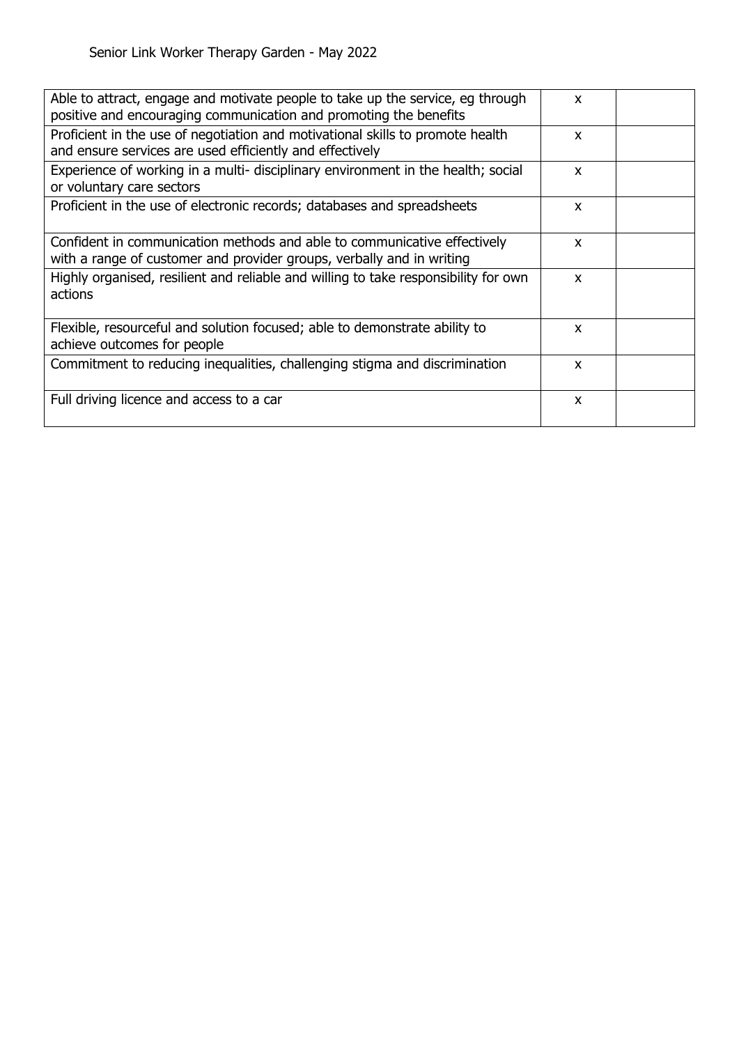| | | |
|---|---|---|
| Able to attract, engage and motivate people to take up the service, eg through positive and encouraging communication and promoting the benefits | x | |
| Proficient in the use of negotiation and motivational skills to promote health and ensure services are used efficiently and effectively | x | |
| Experience of working in a multi- disciplinary environment in the health; social or voluntary care sectors | x | |
| Proficient in the use of electronic records; databases and spreadsheets | x | |
| Confident in communication methods and able to communicative effectively with a range of customer and provider groups, verbally and in writing | x | |
| Highly organised, resilient and reliable and willing to take responsibility for own actions | x | |
| Flexible, resourceful and solution focused; able to demonstrate ability to achieve outcomes for people | x | |
| Commitment to reducing inequalities, challenging stigma and discrimination | x | |
| Full driving licence and access to a car | x | |